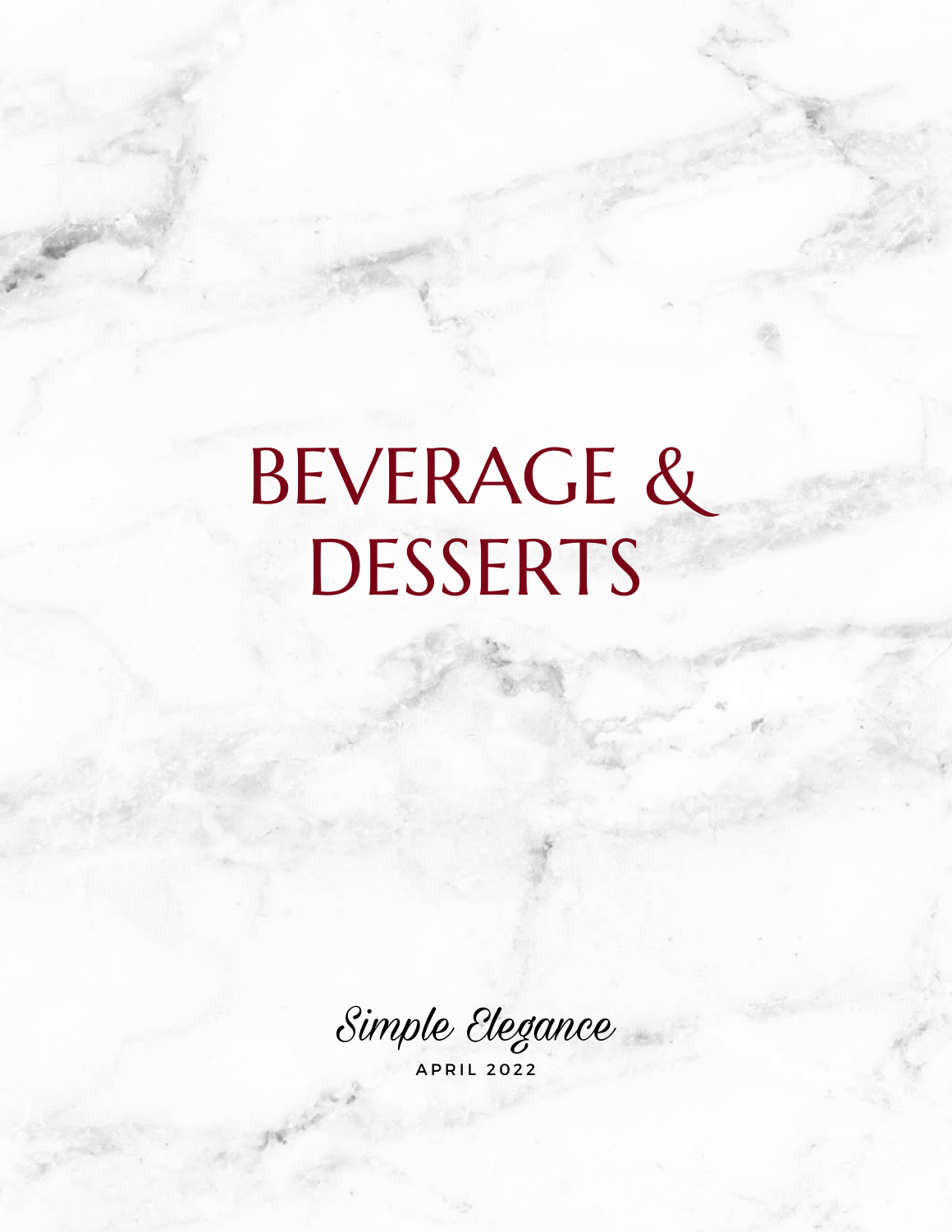# BEVERAGE & DESSERTS

*Simple Elegance*

APRIL 2022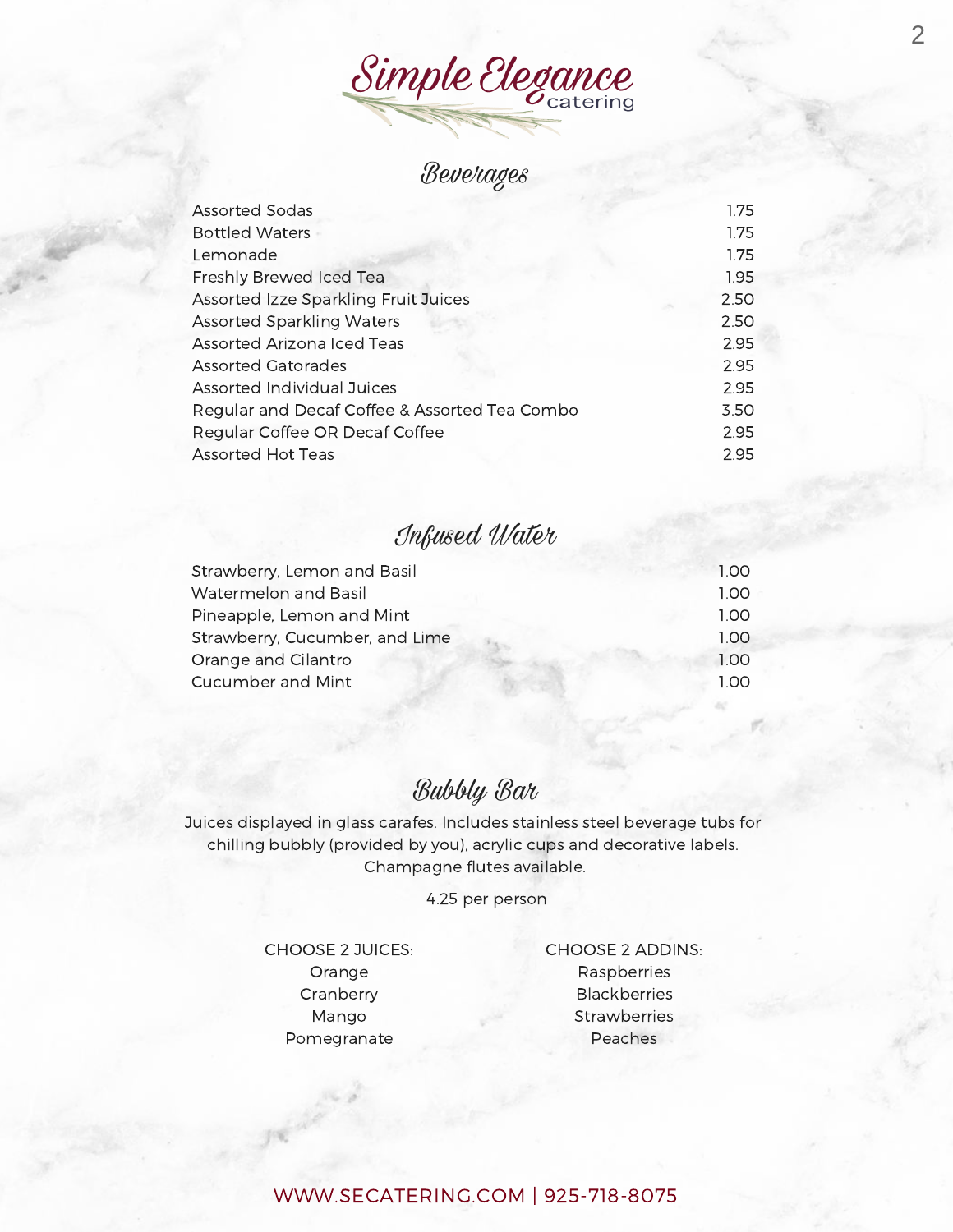# Simple Elegance catering

## Beverages

| Item | Price |
| --- | --- |
| Assorted Sodas | 1.75 |
| Bottled Waters | 1.75 |
| Lemonade | 1.75 |
| Freshly Brewed Iced Tea | 1.95 |
| Assorted Izze Sparkling Fruit Juices | 2.50 |
| Assorted Sparkling Waters | 2.50 |
| Assorted Arizona Iced Teas | 2.95 |
| Assorted Gatorades | 2.95 |
| Assorted Individual Juices | 2.95 |
| Regular and Decaf Coffee & Assorted Tea Combo | 3.50 |
| Regular Coffee OR Decaf Coffee | 2.95 |
| Assorted Hot Teas | 2.95 |

## Infused Water

| Item | Price |
| --- | --- |
| Strawberry, Lemon and Basil | 1.00 |
| Watermelon and Basil | 1.00 |
| Pineapple, Lemon and Mint | 1.00 |
| Strawberry, Cucumber, and Lime | 1.00 |
| Orange and Cilantro | 1.00 |
| Cucumber and Mint | 1.00 |

## Bubbly Bar

Juices displayed in glass carafes. Includes stainless steel beverage tubs for chilling bubbly (provided by you), acrylic cups and decorative labels. Champagne flutes available.

4.25 per person

CHOOSE 2 JUICES:
- Orange
- Cranberry
- Mango
- Pomegranate

CHOOSE 2 ADDINS:
- Raspberries
- Blackberries
- Strawberries
- Peaches

WWW.SECATERING.COM | 925-718-8075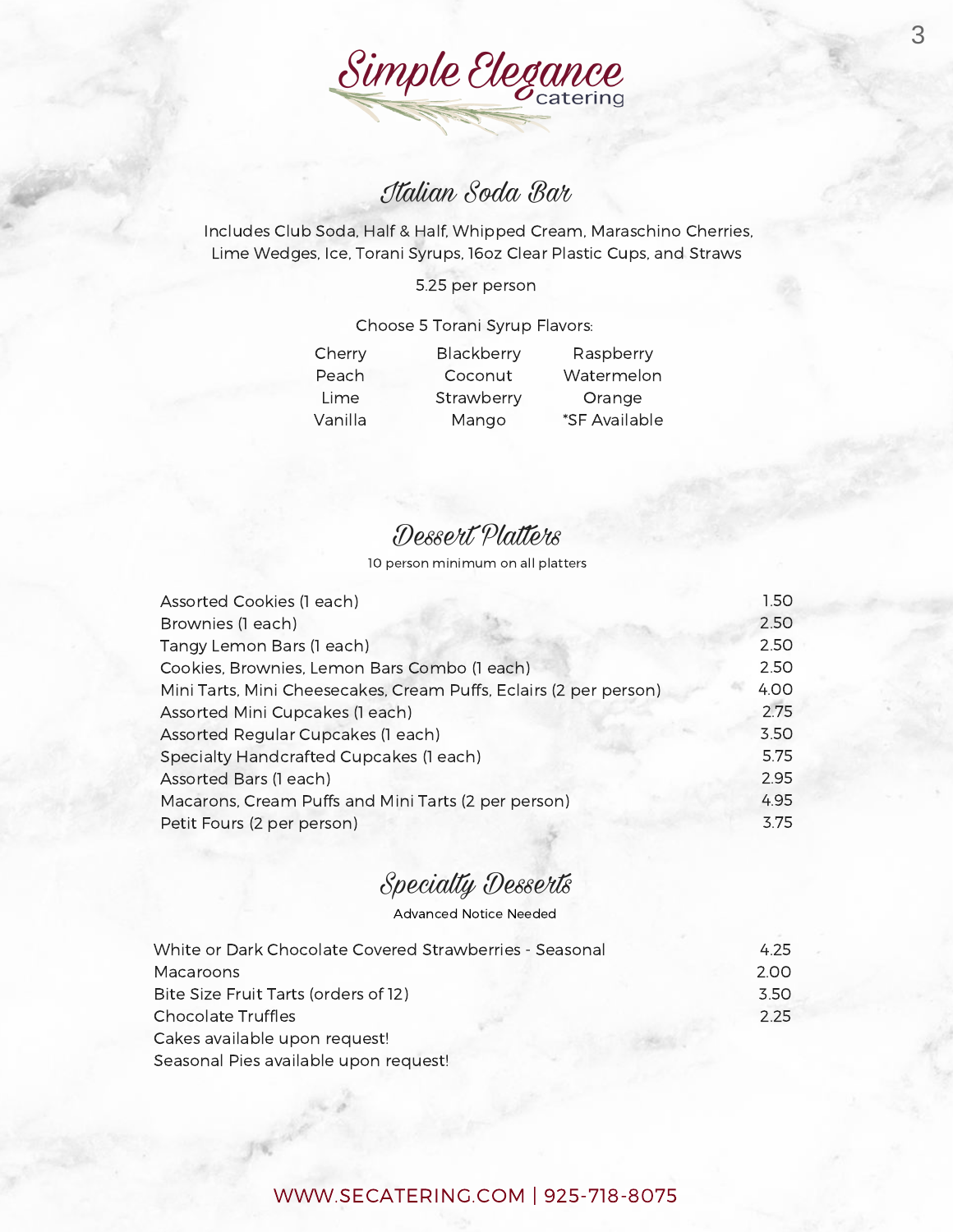# Simple Elegance catering

## Italian Soda Bar

Includes Club Soda, Half & Half, Whipped Cream, Maraschino Cherries, Lime Wedges, Ice, Torani Syrups, 16oz Clear Plastic Cups, and Straws

5.25 per person

Choose 5 Torani Syrup Flavors:

| | | |
|---|---|---|
| Cherry | Blackberry | Raspberry |
| Peach | Coconut | Watermelon |
| Lime | Strawberry | Orange |
| Vanilla | Mango | *SF Available |

## Dessert Platters

10 person minimum on all platters

| | |
|---|---|
| Assorted Cookies (1 each) | 1.50 |
| Brownies (1 each) | 2.50 |
| Tangy Lemon Bars (1 each) | 2.50 |
| Cookies, Brownies, Lemon Bars Combo (1 each) | 2.50 |
| Mini Tarts, Mini Cheesecakes, Cream Puffs, Eclairs (2 per person) | 4.00 |
| Assorted Mini Cupcakes (1 each) | 2.75 |
| Assorted Regular Cupcakes (1 each) | 3.50 |
| Specialty Handcrafted Cupcakes (1 each) | 5.75 |
| Assorted Bars (1 each) | 2.95 |
| Macarons, Cream Puffs and Mini Tarts (2 per person) | 4.95 |
| Petit Fours (2 per person) | 3.75 |

## Specialty Desserts

Advanced Notice Needed

| | |
|---|---|
| White or Dark Chocolate Covered Strawberries - Seasonal | 4.25 |
| Macaroons | 2.00 |
| Bite Size Fruit Tarts (orders of 12) | 3.50 |
| Chocolate Truffles | 2.25 |

Cakes available upon request!

Seasonal Pies available upon request!

WWW.SECATERING.COM | 925-718-8075